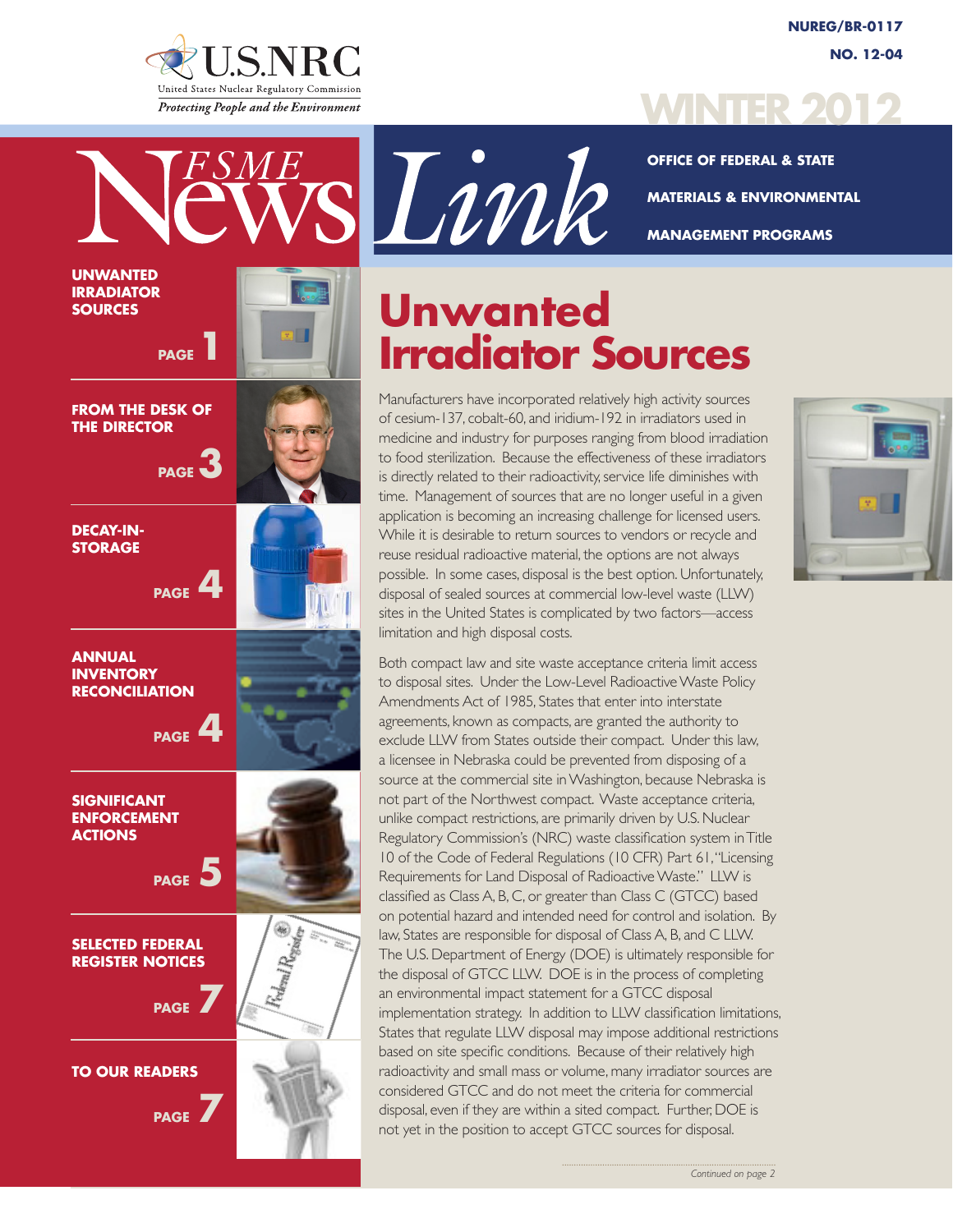NUREG/BR-0117

NO. 12-04

WINTER 2012

# FSME NewsLink

OFFICE OF FEDERAL & STATE MATERIALS & ENVIRONMENTAL MANAGEMENT PROGRAMS

**UNWANTED IRRADIATOR SOURCES** PAGE 1

**FROM THE DESK OF THE DIRECTOR** PAGE 3

**DECAY-IN-STORAGE** PAGE 4

**ANNUAL INVENTORY RECONCILIATION** PAGE 4

**SIGNIFICANT ENFORCEMENT ACTIONS** PAGE 5

**SELECTED FEDERAL REGISTER NOTICES** PAGE 7

**TO OUR READERS** PAGE 7

## Unwanted Irradiator Sources

Manufacturers have incorporated relatively high activity sources of cesium-137, cobalt-60, and iridium-192 in irradiators used in medicine and industry for purposes ranging from blood irradiation to food sterilization. Because the effectiveness of these irradiators is directly related to their radioactivity, service life diminishes with time. Management of sources that are no longer useful in a given application is becoming an increasing challenge for licensed users. While it is desirable to return sources to vendors or recycle and reuse residual radioactive material, the options are not always possible. In some cases, disposal is the best option. Unfortunately, disposal of sealed sources at commercial low-level waste (LLW) sites in the United States is complicated by two factors—access limitation and high disposal costs.

Both compact law and site waste acceptance criteria limit access to disposal sites. Under the Low-Level Radioactive Waste Policy Amendments Act of 1985, States that enter into interstate agreements, known as compacts, are granted the authority to exclude LLW from States outside their compact. Under this law, a licensee in Nebraska could be prevented from disposing of a source at the commercial site in Washington, because Nebraska is not part of the Northwest compact. Waste acceptance criteria, unlike compact restrictions, are primarily driven by U.S. Nuclear Regulatory Commission's (NRC) waste classification system in Title 10 of the Code of Federal Regulations (10 CFR) Part 61, "Licensing Requirements for Land Disposal of Radioactive Waste." LLW is classified as Class A, B, C, or greater than Class C (GTCC) based on potential hazard and intended need for control and isolation. By law, States are responsible for disposal of Class A, B, and C LLW. The U.S. Department of Energy (DOE) is ultimately responsible for the disposal of GTCC LLW. DOE is in the process of completing an environmental impact statement for a GTCC disposal implementation strategy. In addition to LLW classification limitations, States that regulate LLW disposal may impose additional restrictions based on site specific conditions. Because of their relatively high radioactivity and small mass or volume, many irradiator sources are considered GTCC and do not meet the criteria for commercial disposal, even if they are within a sited compact. Further, DOE is not yet in the position to accept GTCC sources for disposal.

*Continued on page 2*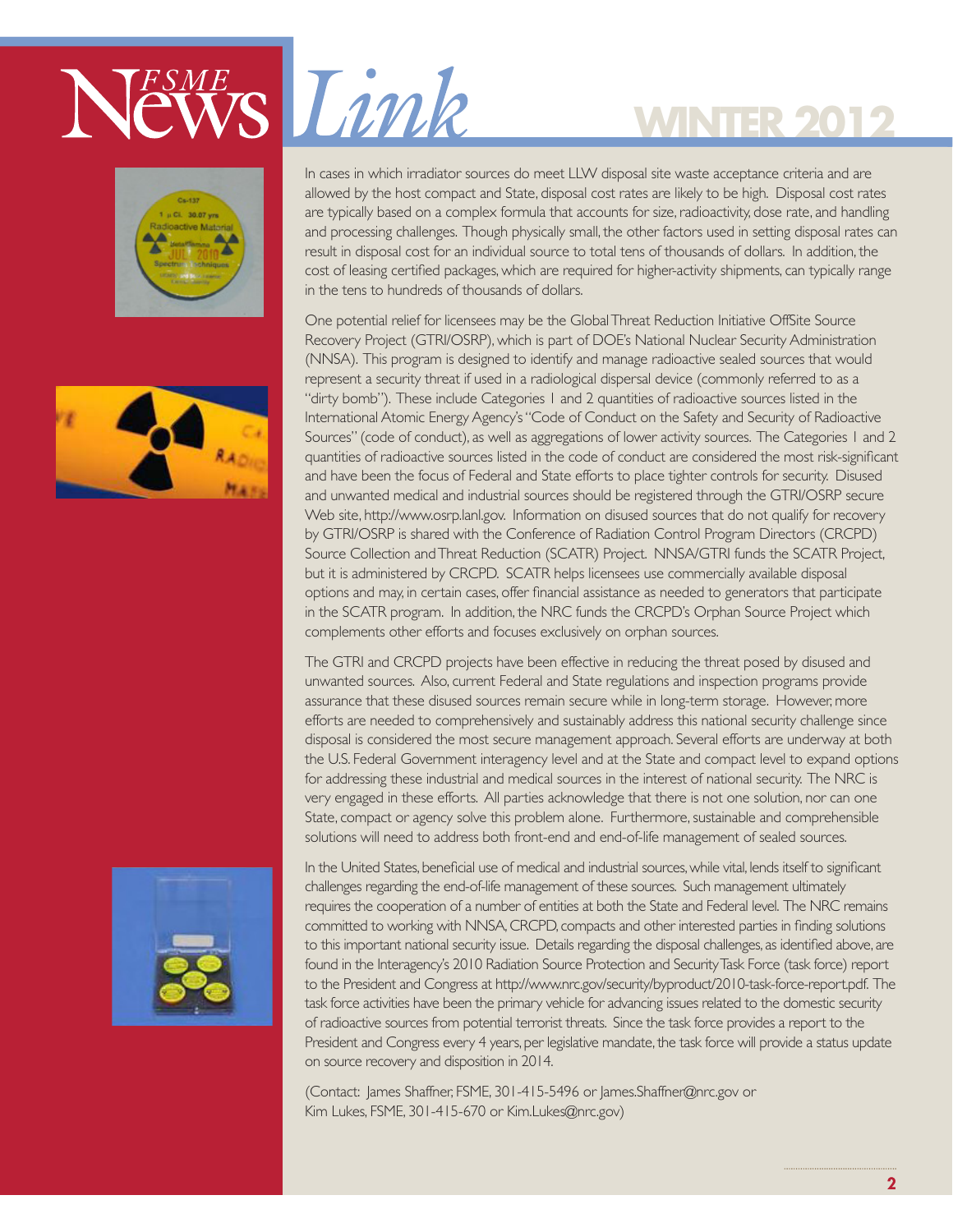In cases in which irradiator sources do meet LLW disposal site waste acceptance criteria and are allowed by the host compact and State, disposal cost rates are likely to be high. Disposal cost rates are typically based on a complex formula that accounts for size, radioactivity, dose rate, and handling and processing challenges. Though physically small, the other factors used in setting disposal rates can result in disposal cost for an individual source to total tens of thousands of dollars. In addition, the cost of leasing certified packages, which are required for higher-activity shipments, can typically range in the tens to hundreds of thousands of dollars.

One potential relief for licensees may be the Global Threat Reduction Initiative OffSite Source Recovery Project (GTRI/OSRP), which is part of DOE's National Nuclear Security Administration (NNSA). This program is designed to identify and manage radioactive sealed sources that would represent a security threat if used in a radiological dispersal device (commonly referred to as a "dirty bomb"). These include Categories 1 and 2 quantities of radioactive sources listed in the International Atomic Energy Agency's "Code of Conduct on the Safety and Security of Radioactive Sources" (code of conduct), as well as aggregations of lower activity sources. The Categories 1 and 2 quantities of radioactive sources listed in the code of conduct are considered the most risk-significant and have been the focus of Federal and State efforts to place tighter controls for security. Disused and unwanted medical and industrial sources should be registered through the GTRI/OSRP secure Web site, http://www.osrp.lanl.gov. Information on disused sources that do not qualify for recovery by GTRI/OSRP is shared with the Conference of Radiation Control Program Directors (CRCPD) Source Collection and Threat Reduction (SCATR) Project. NNSA/GTRI funds the SCATR Project, but it is administered by CRCPD. SCATR helps licensees use commercially available disposal options and may, in certain cases, offer financial assistance as needed to generators that participate in the SCATR program. In addition, the NRC funds the CRCPD's Orphan Source Project which complements other efforts and focuses exclusively on orphan sources.

The GTRI and CRCPD projects have been effective in reducing the threat posed by disused and unwanted sources. Also, current Federal and State regulations and inspection programs provide assurance that these disused sources remain secure while in long-term storage. However, more efforts are needed to comprehensively and sustainably address this national security challenge since disposal is considered the most secure management approach. Several efforts are underway at both the U.S. Federal Government interagency level and at the State and compact level to expand options for addressing these industrial and medical sources in the interest of national security. The NRC is very engaged in these efforts. All parties acknowledge that there is not one solution, nor can one State, compact or agency solve this problem alone. Furthermore, sustainable and comprehensible solutions will need to address both front-end and end-of-life management of sealed sources.

In the United States, beneficial use of medical and industrial sources, while vital, lends itself to significant challenges regarding the end-of-life management of these sources. Such management ultimately requires the cooperation of a number of entities at both the State and Federal level. The NRC remains committed to working with NNSA, CRCPD, compacts and other interested parties in finding solutions to this important national security issue. Details regarding the disposal challenges, as identified above, are found in the Interagency's 2010 Radiation Source Protection and Security Task Force (task force) report to the President and Congress at http://www.nrc.gov/security/byproduct/2010-task-force-report.pdf. The task force activities have been the primary vehicle for advancing issues related to the domestic security of radioactive sources from potential terrorist threats. Since the task force provides a report to the President and Congress every 4 years, per legislative mandate, the task force will provide a status update on source recovery and disposition in 2014.

(Contact: James Shaffner, FSME, 301-415-5496 or James.Shaffner@nrc.gov or Kim Lukes, FSME, 301-415-670 or Kim.Lukes@nrc.gov)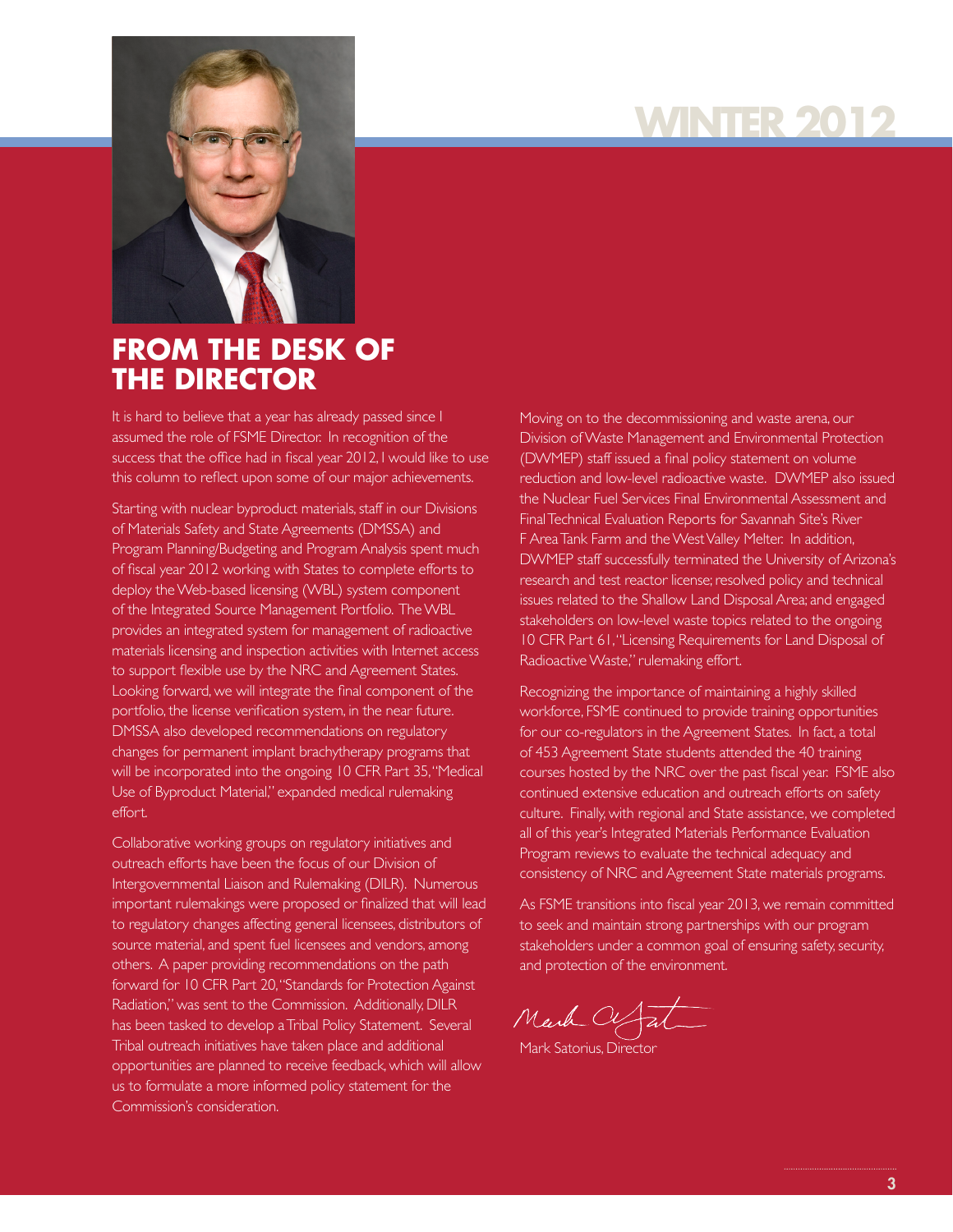# WINTER 2012

## FROM THE DESK OF THE DIRECTOR

It is hard to believe that a year has already passed since I assumed the role of FSME Director. In recognition of the success that the office had in fiscal year 2012, I would like to use this column to reflect upon some of our major achievements.

Starting with nuclear byproduct materials, staff in our Divisions of Materials Safety and State Agreements (DMSSA) and Program Planning/Budgeting and Program Analysis spent much of fiscal year 2012 working with States to complete efforts to deploy the Web-based licensing (WBL) system component of the Integrated Source Management Portfolio. The WBL provides an integrated system for management of radioactive materials licensing and inspection activities with Internet access to support flexible use by the NRC and Agreement States. Looking forward, we will integrate the final component of the portfolio, the license verification system, in the near future. DMSSA also developed recommendations on regulatory changes for permanent implant brachytherapy programs that will be incorporated into the ongoing 10 CFR Part 35, "Medical Use of Byproduct Material," expanded medical rulemaking effort.

Collaborative working groups on regulatory initiatives and outreach efforts have been the focus of our Division of Intergovernmental Liaison and Rulemaking (DILR). Numerous important rulemakings were proposed or finalized that will lead to regulatory changes affecting general licensees, distributors of source material, and spent fuel licensees and vendors, among others. A paper providing recommendations on the path forward for 10 CFR Part 20, "Standards for Protection Against Radiation," was sent to the Commission. Additionally, DILR has been tasked to develop a Tribal Policy Statement. Several Tribal outreach initiatives have taken place and additional opportunities are planned to receive feedback, which will allow us to formulate a more informed policy statement for the Commission's consideration.

Moving on to the decommissioning and waste arena, our Division of Waste Management and Environmental Protection (DWMEP) staff issued a final policy statement on volume reduction and low-level radioactive waste. DWMEP also issued the Nuclear Fuel Services Final Environmental Assessment and Final Technical Evaluation Reports for Savannah Site's River F Area Tank Farm and the West Valley Melter. In addition, DWMEP staff successfully terminated the University of Arizona's research and test reactor license; resolved policy and technical issues related to the Shallow Land Disposal Area; and engaged stakeholders on low-level waste topics related to the ongoing 10 CFR Part 61, "Licensing Requirements for Land Disposal of Radioactive Waste," rulemaking effort.

Recognizing the importance of maintaining a highly skilled workforce, FSME continued to provide training opportunities for our co-regulators in the Agreement States. In fact, a total of 453 Agreement State students attended the 40 training courses hosted by the NRC over the past fiscal year. FSME also continued extensive education and outreach efforts on safety culture. Finally, with regional and State assistance, we completed all of this year's Integrated Materials Performance Evaluation Program reviews to evaluate the technical adequacy and consistency of NRC and Agreement State materials programs.

As FSME transitions into fiscal year 2013, we remain committed to seek and maintain strong partnerships with our program stakeholders under a common goal of ensuring safety, security, and protection of the environment.

Mark Satorius, Director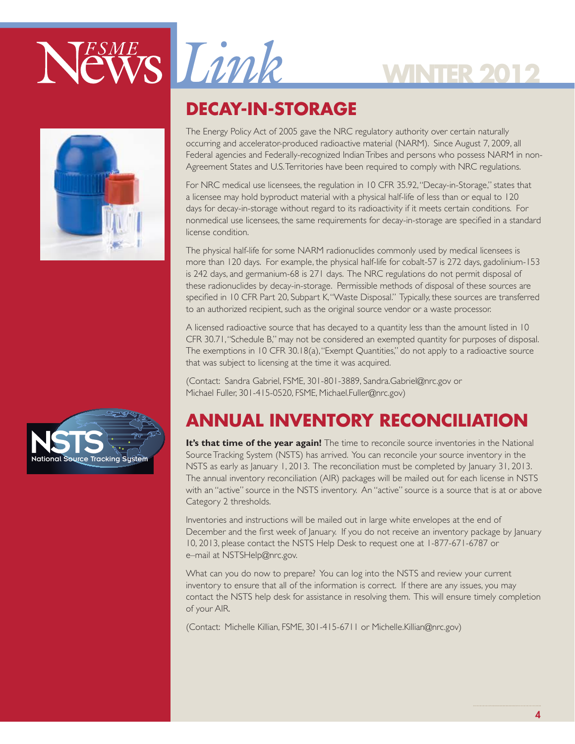## DECAY-IN-STORAGE

The Energy Policy Act of 2005 gave the NRC regulatory authority over certain naturally occurring and accelerator-produced radioactive material (NARM). Since August 7, 2009, all Federal agencies and Federally-recognized Indian Tribes and persons who possess NARM in non-Agreement States and U.S. Territories have been required to comply with NRC regulations.

For NRC medical use licensees, the regulation in 10 CFR 35.92, "Decay-in-Storage," states that a licensee may hold byproduct material with a physical half-life of less than or equal to 120 days for decay-in-storage without regard to its radioactivity if it meets certain conditions. For nonmedical use licensees, the same requirements for decay-in-storage are specified in a standard license condition.

The physical half-life for some NARM radionuclides commonly used by medical licensees is more than 120 days. For example, the physical half-life for cobalt-57 is 272 days, gadolinium-153 is 242 days, and germanium-68 is 271 days. The NRC regulations do not permit disposal of these radionuclides by decay-in-storage. Permissible methods of disposal of these sources are specified in 10 CFR Part 20, Subpart K, "Waste Disposal." Typically, these sources are transferred to an authorized recipient, such as the original source vendor or a waste processor.

A licensed radioactive source that has decayed to a quantity less than the amount listed in 10 CFR 30.71, "Schedule B," may not be considered an exempted quantity for purposes of disposal. The exemptions in 10 CFR 30.18(a), "Exempt Quantities," do not apply to a radioactive source that was subject to licensing at the time it was acquired.

(Contact: Sandra Gabriel, FSME, 301-801-3889, Sandra.Gabriel@nrc.gov or Michael Fuller, 301-415-0520, FSME, Michael.Fuller@nrc.gov)

## ANNUAL INVENTORY RECONCILIATION

**It's that time of the year again!** The time to reconcile source inventories in the National Source Tracking System (NSTS) has arrived. You can reconcile your source inventory in the NSTS as early as January 1, 2013. The reconciliation must be completed by January 31, 2013. The annual inventory reconciliation (AIR) packages will be mailed out for each license in NSTS with an "active" source in the NSTS inventory. An "active" source is a source that is at or above Category 2 thresholds.

Inventories and instructions will be mailed out in large white envelopes at the end of December and the first week of January. If you do not receive an inventory package by January 10, 2013, please contact the NSTS Help Desk to request one at 1-877-671-6787 or e–mail at NSTSHelp@nrc.gov.

What can you do now to prepare? You can log into the NSTS and review your current inventory to ensure that all of the information is correct. If there are any issues, you may contact the NSTS help desk for assistance in resolving them. This will ensure timely completion of your AIR.

(Contact: Michelle Killian, FSME, 301-415-6711 or Michelle.Killian@nrc.gov)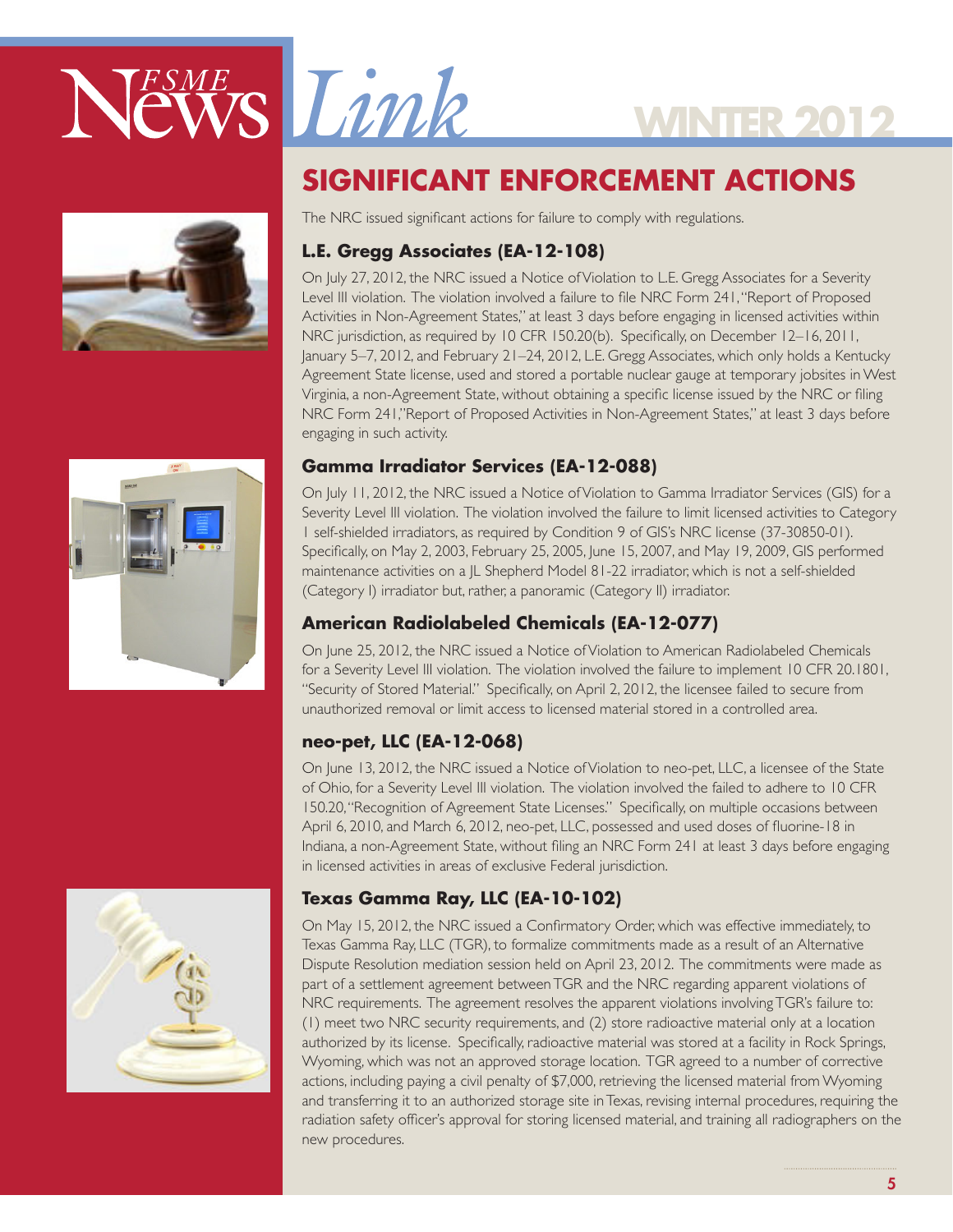## SIGNIFICANT ENFORCEMENT ACTIONS

The NRC issued significant actions for failure to comply with regulations.

### L.E. Gregg Associates (EA-12-108)

On July 27, 2012, the NRC issued a Notice of Violation to L.E. Gregg Associates for a Severity Level III violation. The violation involved a failure to file NRC Form 241, "Report of Proposed Activities in Non-Agreement States," at least 3 days before engaging in licensed activities within NRC jurisdiction, as required by 10 CFR 150.20(b). Specifically, on December 12–16, 2011, January 5–7, 2012, and February 21–24, 2012, L.E. Gregg Associates, which only holds a Kentucky Agreement State license, used and stored a portable nuclear gauge at temporary jobsites in West Virginia, a non-Agreement State, without obtaining a specific license issued by the NRC or filing NRC Form 241,"Report of Proposed Activities in Non-Agreement States," at least 3 days before engaging in such activity.

### Gamma Irradiator Services (EA-12-088)

On July 11, 2012, the NRC issued a Notice of Violation to Gamma Irradiator Services (GIS) for a Severity Level III violation. The violation involved the failure to limit licensed activities to Category 1 self-shielded irradiators, as required by Condition 9 of GIS's NRC license (37-30850-01). Specifically, on May 2, 2003, February 25, 2005, June 15, 2007, and May 19, 2009, GIS performed maintenance activities on a JL Shepherd Model 81-22 irradiator, which is not a self-shielded (Category I) irradiator but, rather, a panoramic (Category II) irradiator.

### American Radiolabeled Chemicals (EA-12-077)

On June 25, 2012, the NRC issued a Notice of Violation to American Radiolabeled Chemicals for a Severity Level III violation. The violation involved the failure to implement 10 CFR 20.1801, "Security of Stored Material." Specifically, on April 2, 2012, the licensee failed to secure from unauthorized removal or limit access to licensed material stored in a controlled area.

### neo-pet, LLC (EA-12-068)

On June 13, 2012, the NRC issued a Notice of Violation to neo-pet, LLC, a licensee of the State of Ohio, for a Severity Level III violation. The violation involved the failed to adhere to 10 CFR 150.20, "Recognition of Agreement State Licenses." Specifically, on multiple occasions between April 6, 2010, and March 6, 2012, neo-pet, LLC, possessed and used doses of fluorine-18 in Indiana, a non-Agreement State, without filing an NRC Form 241 at least 3 days before engaging in licensed activities in areas of exclusive Federal jurisdiction.

### Texas Gamma Ray, LLC (EA-10-102)

On May 15, 2012, the NRC issued a Confirmatory Order, which was effective immediately, to Texas Gamma Ray, LLC (TGR), to formalize commitments made as a result of an Alternative Dispute Resolution mediation session held on April 23, 2012. The commitments were made as part of a settlement agreement between TGR and the NRC regarding apparent violations of NRC requirements. The agreement resolves the apparent violations involving TGR's failure to: (1) meet two NRC security requirements, and (2) store radioactive material only at a location authorized by its license. Specifically, radioactive material was stored at a facility in Rock Springs, Wyoming, which was not an approved storage location. TGR agreed to a number of corrective actions, including paying a civil penalty of $7,000, retrieving the licensed material from Wyoming and transferring it to an authorized storage site in Texas, revising internal procedures, requiring the radiation safety officer's approval for storing licensed material, and training all radiographers on the new procedures.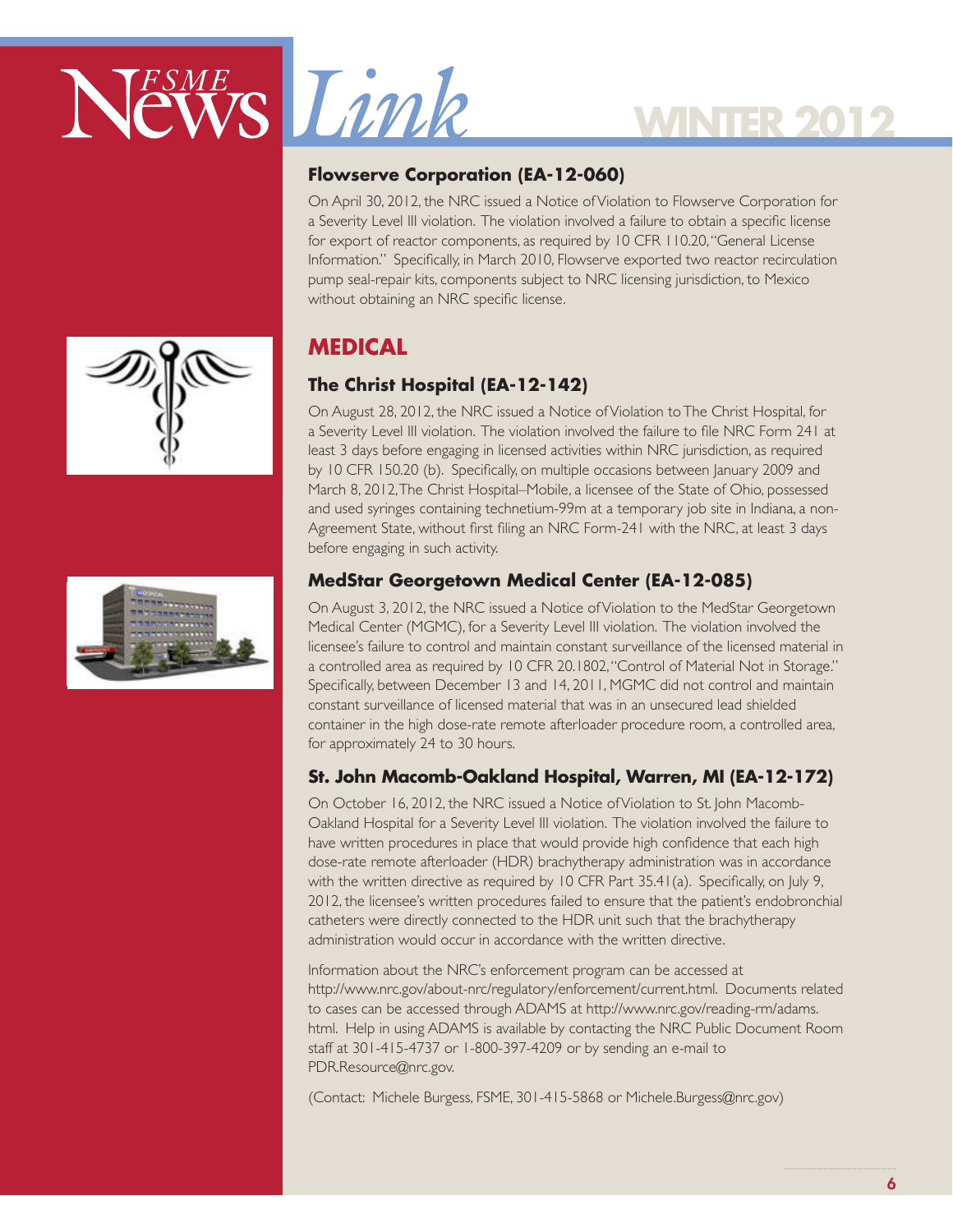### Flowserve Corporation (EA-12-060)

On April 30, 2012, the NRC issued a Notice of Violation to Flowserve Corporation for a Severity Level III violation. The violation involved a failure to obtain a specific license for export of reactor components, as required by 10 CFR 110.20, "General License Information." Specifically, in March 2010, Flowserve exported two reactor recirculation pump seal-repair kits, components subject to NRC licensing jurisdiction, to Mexico without obtaining an NRC specific license.

## MEDICAL

### The Christ Hospital (EA-12-142)

On August 28, 2012, the NRC issued a Notice of Violation to The Christ Hospital, for a Severity Level III violation. The violation involved the failure to file NRC Form 241 at least 3 days before engaging in licensed activities within NRC jurisdiction, as required by 10 CFR 150.20 (b). Specifically, on multiple occasions between January 2009 and March 8, 2012, The Christ Hospital–Mobile, a licensee of the State of Ohio, possessed and used syringes containing technetium-99m at a temporary job site in Indiana, a non-Agreement State, without first filing an NRC Form-241 with the NRC, at least 3 days before engaging in such activity.

### MedStar Georgetown Medical Center (EA-12-085)

On August 3, 2012, the NRC issued a Notice of Violation to the MedStar Georgetown Medical Center (MGMC), for a Severity Level III violation. The violation involved the licensee's failure to control and maintain constant surveillance of the licensed material in a controlled area as required by 10 CFR 20.1802, "Control of Material Not in Storage." Specifically, between December 13 and 14, 2011, MGMC did not control and maintain constant surveillance of licensed material that was in an unsecured lead shielded container in the high dose-rate remote afterloader procedure room, a controlled area, for approximately 24 to 30 hours.

### St. John Macomb-Oakland Hospital, Warren, MI (EA-12-172)

On October 16, 2012, the NRC issued a Notice of Violation to St. John Macomb-Oakland Hospital for a Severity Level III violation. The violation involved the failure to have written procedures in place that would provide high confidence that each high dose-rate remote afterloader (HDR) brachytherapy administration was in accordance with the written directive as required by 10 CFR Part 35.41(a). Specifically, on July 9, 2012, the licensee's written procedures failed to ensure that the patient's endobronchial catheters were directly connected to the HDR unit such that the brachytherapy administration would occur in accordance with the written directive.

Information about the NRC's enforcement program can be accessed at http://www.nrc.gov/about-nrc/regulatory/enforcement/current.html. Documents related to cases can be accessed through ADAMS at http://www.nrc.gov/reading-rm/adams.html. Help in using ADAMS is available by contacting the NRC Public Document Room staff at 301-415-4737 or 1-800-397-4209 or by sending an e-mail to PDR.Resource@nrc.gov.

(Contact: Michele Burgess, FSME, 301-415-5868 or Michele.Burgess@nrc.gov)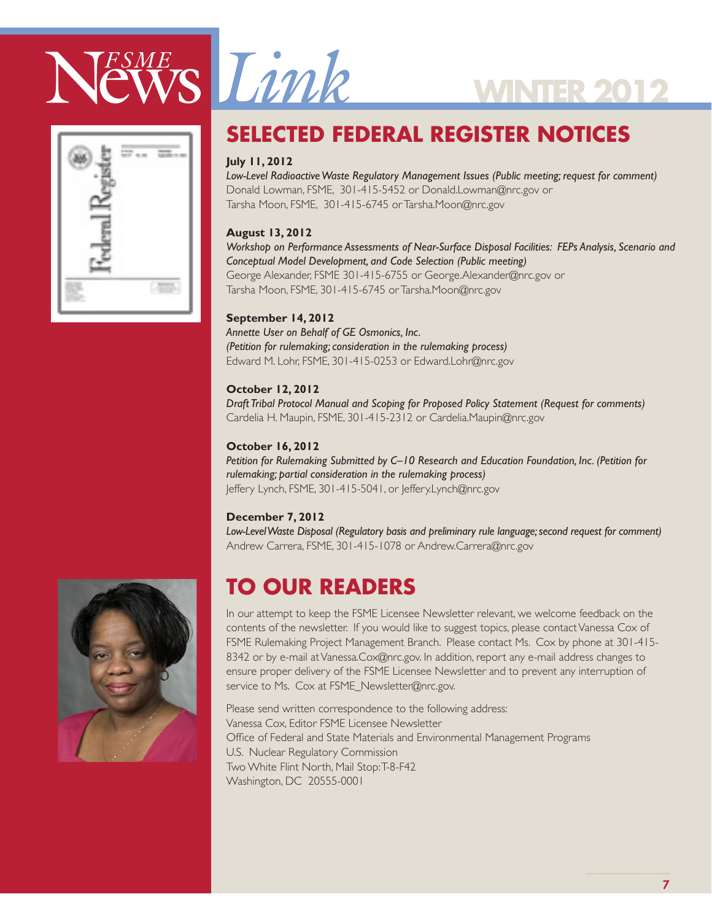## SELECTED FEDERAL REGISTER NOTICES

**July 11, 2012**
*Low-Level Radioactive Waste Regulatory Management Issues (Public meeting; request for comment)*
Donald Lowman, FSME, 301-415-5452 or Donald.Lowman@nrc.gov or
Tarsha Moon, FSME, 301-415-6745 or Tarsha.Moon@nrc.gov

**August 13, 2012**
*Workshop on Performance Assessments of Near-Surface Disposal Facilities: FEPs Analysis, Scenario and Conceptual Model Development, and Code Selection (Public meeting)*
George Alexander, FSME 301-415-6755 or George.Alexander@nrc.gov or
Tarsha Moon, FSME, 301-415-6745 or Tarsha.Moon@nrc.gov

**September 14, 2012**
*Annette User on Behalf of GE Osmonics, Inc.*
*(Petition for rulemaking; consideration in the rulemaking process)*
Edward M. Lohr, FSME, 301-415-0253 or Edward.Lohr@nrc.gov

**October 12, 2012**
*Draft Tribal Protocol Manual and Scoping for Proposed Policy Statement (Request for comments)*
Cardelia H. Maupin, FSME, 301-415-2312 or Cardelia.Maupin@nrc.gov

**October 16, 2012**
*Petition for Rulemaking Submitted by C–10 Research and Education Foundation, Inc. (Petition for rulemaking; partial consideration in the rulemaking process)*
Jeffery Lynch, FSME, 301-415-5041, or Jeffery.Lynch@nrc.gov

**December 7, 2012**
*Low-Level Waste Disposal (Regulatory basis and preliminary rule language; second request for comment)*
Andrew Carrera, FSME, 301-415-1078 or Andrew.Carrera@nrc.gov

## TO OUR READERS

In our attempt to keep the FSME Licensee Newsletter relevant, we welcome feedback on the contents of the newsletter. If you would like to suggest topics, please contact Vanessa Cox of FSME Rulemaking Project Management Branch. Please contact Ms. Cox by phone at 301-415-8342 or by e-mail at Vanessa.Cox@nrc.gov. In addition, report any e-mail address changes to ensure proper delivery of the FSME Licensee Newsletter and to prevent any interruption of service to Ms. Cox at FSME_Newsletter@nrc.gov.

Please send written correspondence to the following address:
Vanessa Cox, Editor FSME Licensee Newsletter
Office of Federal and State Materials and Environmental Management Programs
U.S. Nuclear Regulatory Commission
Two White Flint North, Mail Stop: T-8-F42
Washington, DC 20555-0001